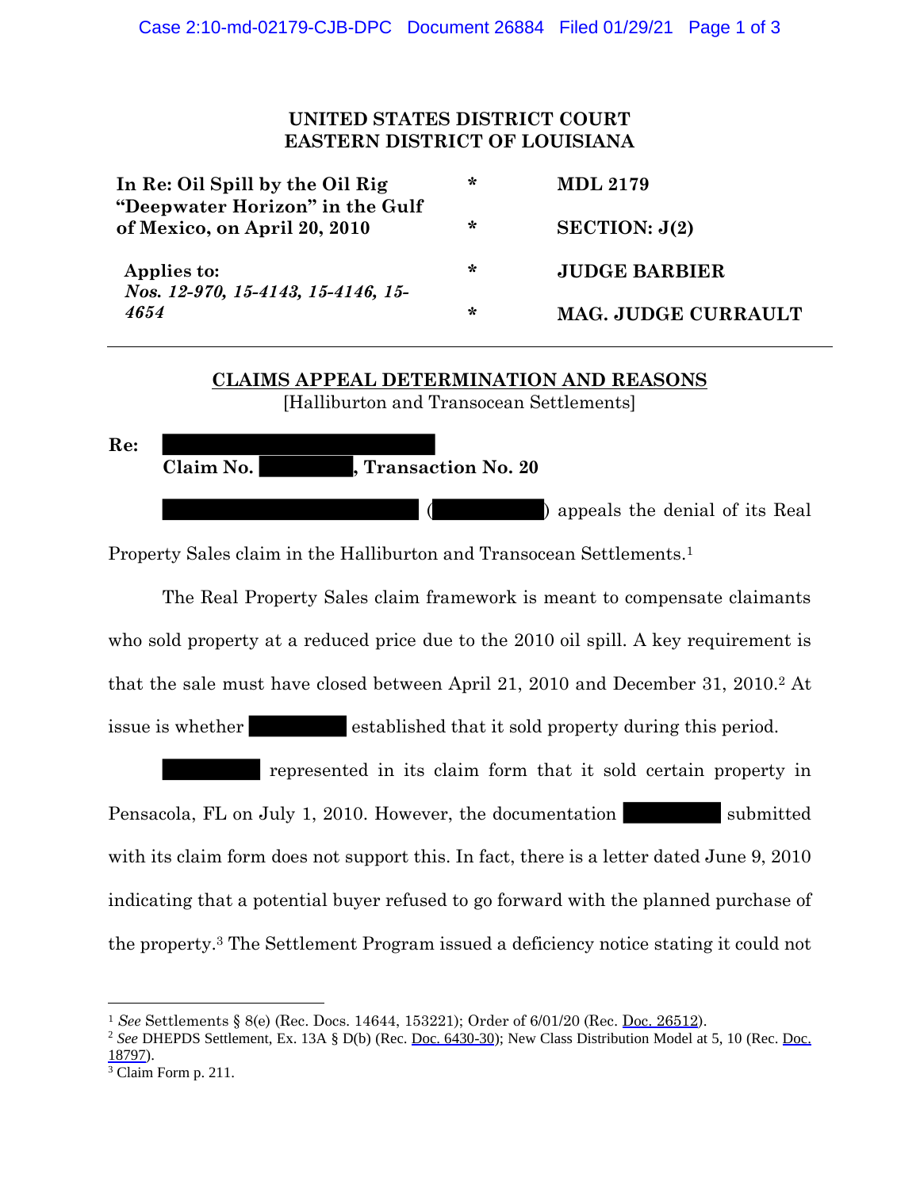# UNITED STATES DISTRICT COURT
# EASTERN DISTRICT OF LOUISIANA

| | | |
|---|---|---|
| **In Re: Oil Spill by the Oil Rig "Deepwater Horizon" in the Gulf of Mexico, on April 20, 2010** | * | **MDL 2179** |
| | * | **SECTION: J(2)** |
| **Applies to:** *Nos. 12-970, 15-4143, 15-4146, 15-4654* | * | **JUDGE BARBIER** |
| | * | **MAG. JUDGE CURRAULT** |

## CLAIMS APPEAL DETERMINATION AND REASONS

[Halliburton and Transocean Settlements]

**Re:** [REDACTED]
**Claim No. [REDACTED], Transaction No. 20**

[REDACTED] ([REDACTED]) appeals the denial of its Real Property Sales claim in the Halliburton and Transocean Settlements.[1]

The Real Property Sales claim framework is meant to compensate claimants who sold property at a reduced price due to the 2010 oil spill. A key requirement is that the sale must have closed between April 21, 2010 and December 31, 2010.[2] At issue is whether [REDACTED] established that it sold property during this period.

[REDACTED] represented in its claim form that it sold certain property in Pensacola, FL on July 1, 2010. However, the documentation [REDACTED] submitted with its claim form does not support this. In fact, there is a letter dated June 9, 2010 indicating that a potential buyer refused to go forward with the planned purchase of the property.[3] The Settlement Program issued a deficiency notice stating it could not

---

[1] *See* Settlements § 8(e) (Rec. Docs. 14644, 153221); Order of 6/01/20 (Rec. Doc. 26512).

[2] *See* DHEPDS Settlement, Ex. 13A § D(b) (Rec. Doc. 6430-30); New Class Distribution Model at 5, 10 (Rec. Doc. 18797).

[3] Claim Form p. 211.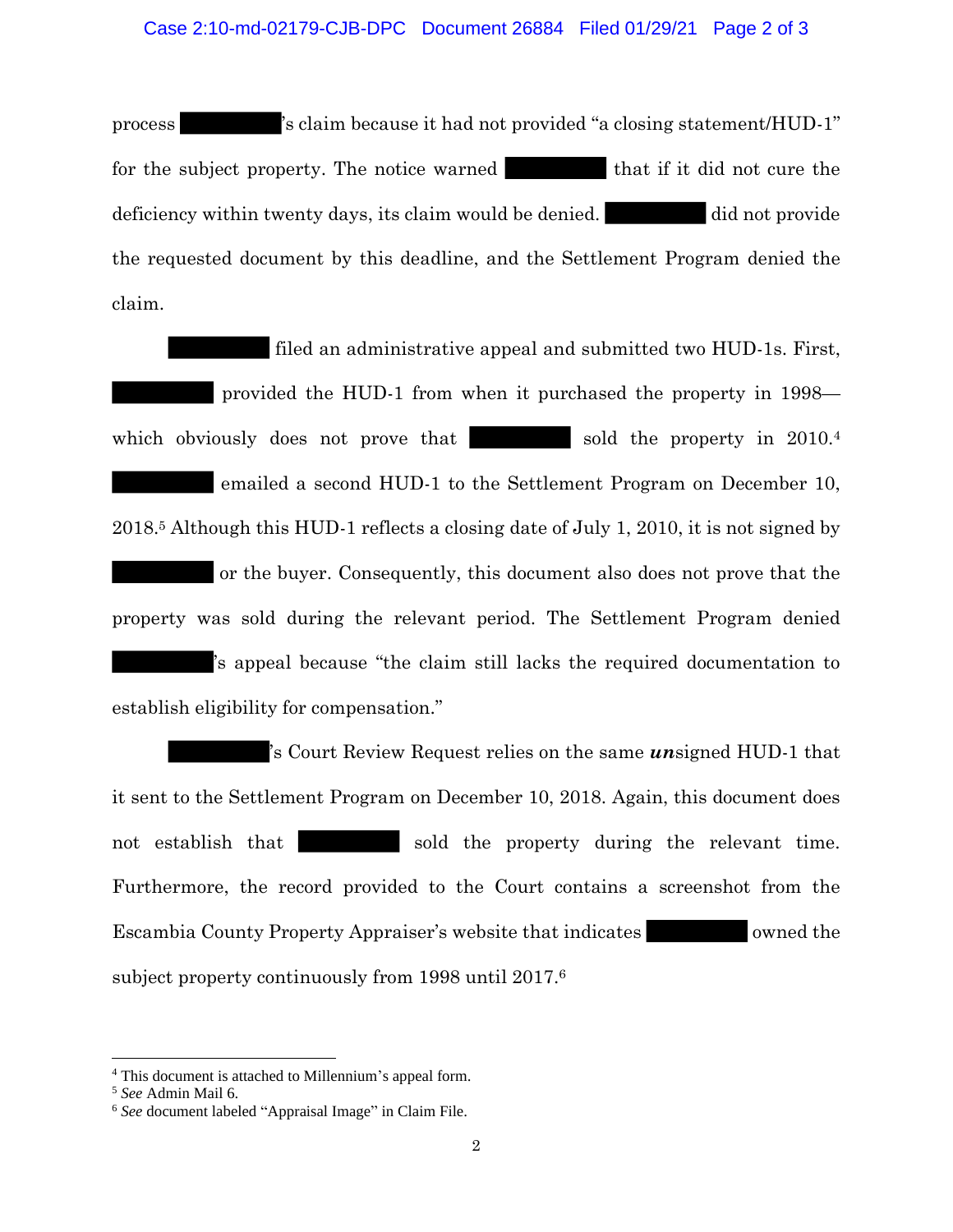process ████████'s claim because it had not provided "a closing statement/HUD-1" for the subject property. The notice warned ████████ that if it did not cure the deficiency within twenty days, its claim would be denied. ████████ did not provide the requested document by this deadline, and the Settlement Program denied the claim.

████████ filed an administrative appeal and submitted two HUD-1s. First, ████████ provided the HUD-1 from when it purchased the property in 1998—which obviously does not prove that ████████ sold the property in 2010.[4] ████████ emailed a second HUD-1 to the Settlement Program on December 10, 2018.[5] Although this HUD-1 reflects a closing date of July 1, 2010, it is not signed by ████████ or the buyer. Consequently, this document also does not prove that the property was sold during the relevant period. The Settlement Program denied ████████'s appeal because "the claim still lacks the required documentation to establish eligibility for compensation."

████████'s Court Review Request relies on the same ***un***signed HUD-1 that it sent to the Settlement Program on December 10, 2018. Again, this document does not establish that ████████ sold the property during the relevant time. Furthermore, the record provided to the Court contains a screenshot from the Escambia County Property Appraiser's website that indicates ████████ owned the subject property continuously from 1998 until 2017.[6]

---

[4] This document is attached to Millennium's appeal form.

[5] *See* Admin Mail 6.

[6] *See* document labeled "Appraisal Image" in Claim File.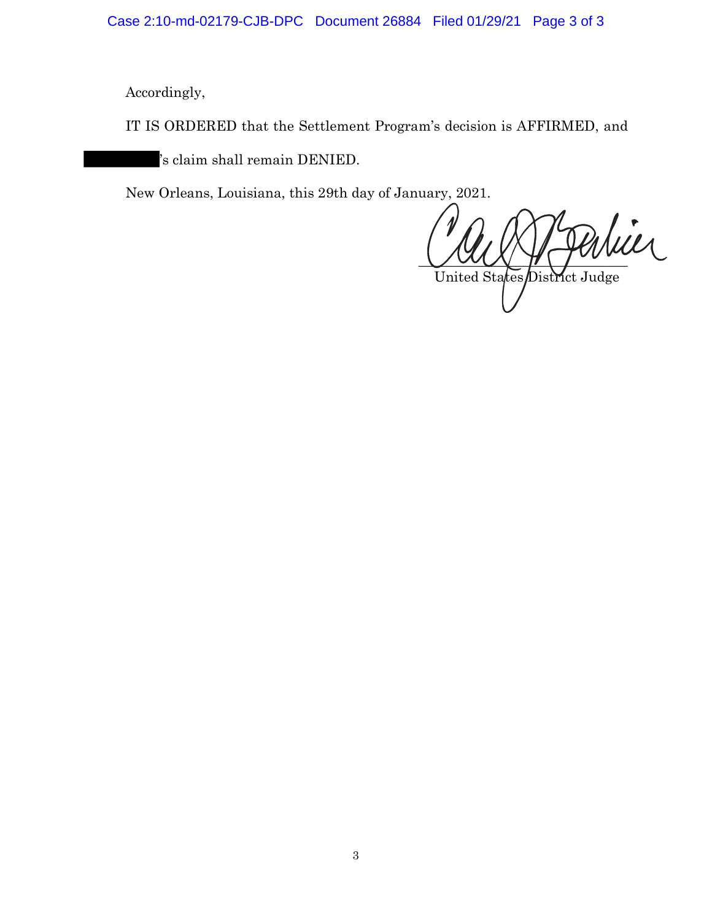Accordingly,

IT IS ORDERED that the Settlement Program's decision is AFFIRMED, and ███████'s claim shall remain DENIED.

New Orleans, Louisiana, this 29th day of January, 2021.

United States District Judge